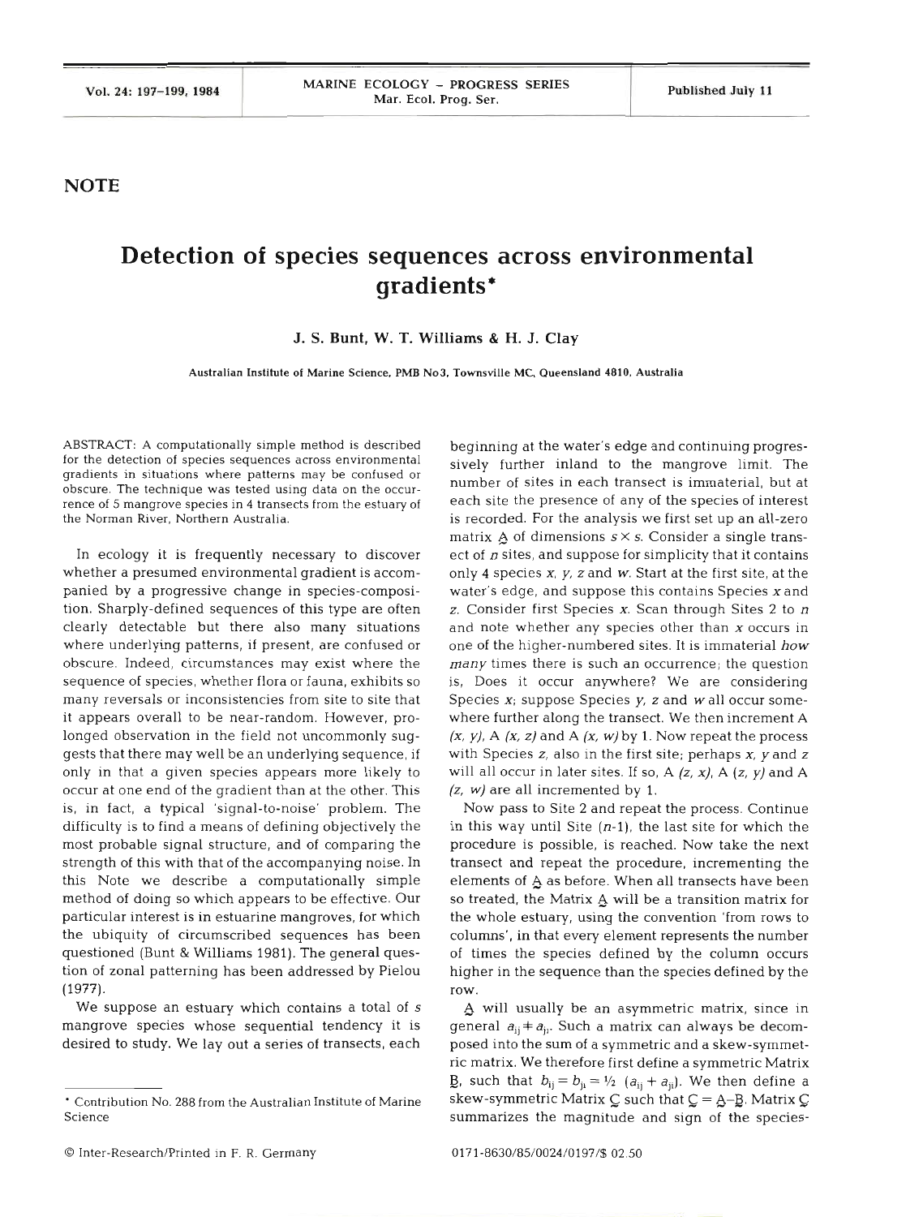NOTE

# Detection of species sequences across environmental gradients*

**J. S. Bunt, W. T. Williams & H. J. Clay**

Australian Institute of Marine Science, PMB No3, Townsville MC, Queensland 4810, Australia

ABSTRACT: A computationally simple method is described for the detection of species sequences across environmental gradients in situations where patterns may be confused or obscure. The technique was tested using data on the occurrence of 5 mangrove species in 4 transects from the estuary of the Norman River, Northern Australia.

In ecology it is frequently necessary to discover whether a presumed environmental gradient is accompanied by a progressive change in species-composition. Sharply-defined sequences of this type are often clearly detectable but there also many situations where underlying patterns, if present, are confused or obscure. Indeed, circumstances may exist where the sequence of species, whether flora or fauna, exhibits so many reversals or inconsistencies from site to site that it appears overall to be near-random. However, prolonged observation in the field not uncommonly suggests that there may well be an underlying sequence, if only in that a given species appears more likely to occur at one end of the gradient than at the other. This is, in fact, a typical 'signal-to-noise' problem. The difficulty is to find a means of defining objectively the most probable signal structure, and of comparing the strength of this with that of the accompanying noise. In this Note we describe a computationally simple method of doing so which appears to be effective. Our particular interest is in estuarine mangroves, for which the ubiquity of circumscribed sequences has been questioned (Bunt & Williams 1981). The general question of zonal patterning has been addressed by Pielou (1977).

We suppose an estuary which contains a total of $s$ mangrove species whose sequential tendency it is desired to study. We lay out a series of transects, each beginning at the water's edge and continuing progressively further inland to the mangrove limit. The number of sites in each transect is immaterial, but at each site the presence of any of the species of interest is recorded. For the analysis we first set up an all-zero matrix $\underset{\sim}{A}$ of dimensions $s \times s$. Consider a single transect of $n$ sites, and suppose for simplicity that it contains only 4 species $x$, $y$, $z$ and $w$. Start at the first site, at the water's edge, and suppose this contains Species $x$ and $z$. Consider first Species $x$. Scan through Sites 2 to $n$ and note whether any species other than $x$ occurs in one of the higher-numbered sites. It is immaterial *how many* times there is such an occurrence; the question is, Does it occur anywhere? We are considering Species $x$; suppose Species $y$, $z$ and $w$ all occur somewhere further along the transect. We then increment A $(x, y)$, A $(x, z)$ and A $(x, w)$ by 1. Now repeat the process with Species $z$, also in the first site; perhaps $x$, $y$ and $z$ will all occur in later sites. If so, A $(z, x)$, A $(z, y)$ and A $(z, w)$ are all incremented by 1.

Now pass to Site 2 and repeat the process. Continue in this way until Site $(n$-1), the last site for which the procedure is possible, is reached. Now take the next transect and repeat the procedure, incrementing the elements of $\underset{\sim}{A}$ as before. When all transects have been so treated, the Matrix $\underset{\sim}{A}$ will be a transition matrix for the whole estuary, using the convention 'from rows to columns', in that every element represents the number of times the species defined by the column occurs higher in the sequence than the species defined by the row.

$\underset{\sim}{A}$ will usually be an asymmetric matrix, since in general $a_{ij} \neq a_{ji}$. Such a matrix can always be decomposed into the sum of a symmetric and a skew-symmetric matrix. We therefore first define a symmetric Matrix $\underset{\sim}{B}$, such that $b_{ij} = b_{ji} = 1/2\ (a_{ij} + a_{ji})$. We then define a skew-symmetric Matrix $\underset{\sim}{C}$ such that $\underset{\sim}{C} = \underset{\sim}{A} - \underset{\sim}{B}$. Matrix $\underset{\sim}{C}$ summarizes the magnitude and sign of the species-

* Contribution No. 288 from the Australian Institute of Marine Science

© Inter-Research/Printed in F. R. Germany

0171-8630/85/0024/0197/$ 02.50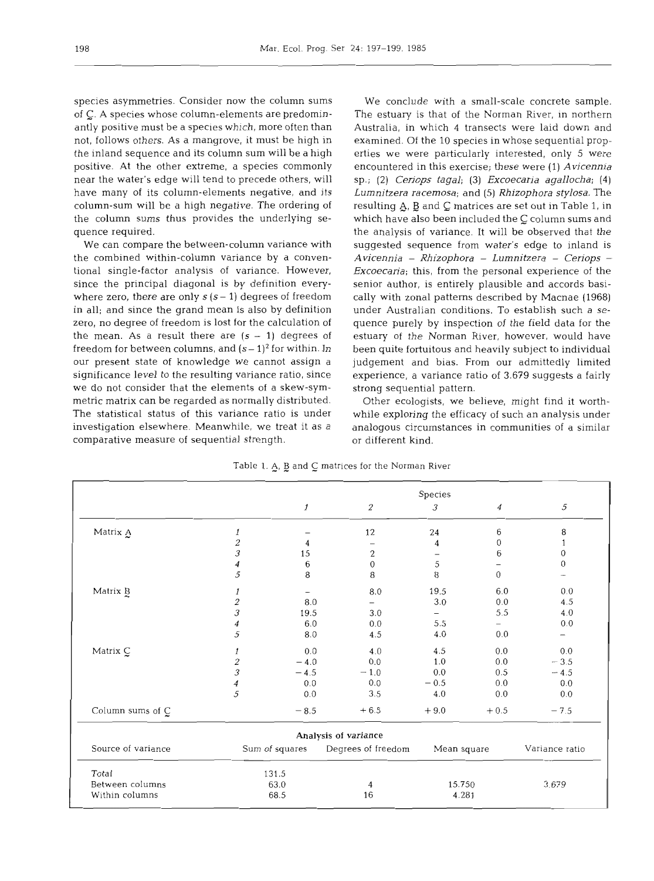species asymmetries. Consider now the column sums of $\underset{\sim}{C}$. A species whose column-elements are predominantly positive must be a species which, more often than not, follows others. As a mangrove, it must be high in the inland sequence and its column sum will be a high positive. At the other extreme, a species commonly near the water's edge will tend to precede others, will have many of its column-elements negative, and its column-sum will be a high negative. The ordering of the column sums thus provides the underlying sequence required.

We can compare the between-column variance with the combined within-column variance by a conventional single-factor analysis of variance. However, since the principal diagonal is by definition everywhere zero, there are only $s\,(s-1)$ degrees of freedom in all; and since the grand mean is also by definition zero, no degree of freedom is lost for the calculation of the mean. As a result there are $(s-1)$ degrees of freedom for between columns, and $(s-1)^2$ for within. In our present state of knowledge we cannot assign a significance level to the resulting variance ratio, since we do not consider that the elements of a skew-symmetric matrix can be regarded as normally distributed. The statistical status of this variance ratio is under investigation elsewhere. Meanwhile, we treat it as a comparative measure of sequential strength.

We conclude with a small-scale concrete sample. The estuary is that of the Norman River, in northern Australia, in which 4 transects were laid down and examined. Of the 10 species in whose sequential properties we were particularly interested, only 5 were encountered in this exercise; these were (1) *Avicennia* sp.; (2) *Ceriops tagal*; (3) *Excoecaria agallocha*; (4) *Lumnitzera racemosa*; and (5) *Rhizophora stylosa*. The resulting $\underset{\sim}{A}$, $\underset{\sim}{B}$ and $\underset{\sim}{C}$ matrices are set out in Table 1, in which have also been included the $\underset{\sim}{C}$ column sums and the analysis of variance. It will be observed that the suggested sequence from water's edge to inland is *Avicennia* – *Rhizophora* – *Lumnitzera* – *Ceriops* – *Excoecaria*; this, from the personal experience of the senior author, is entirely plausible and accords basically with zonal patterns described by Macnae (1968) under Australian conditions. To establish such a sequence purely by inspection of the field data for the estuary of the Norman River, however, would have been quite fortuitous and heavily subject to individual judgement and bias. From our admittedly limited experience, a variance ratio of 3.679 suggests a fairly strong sequential pattern.

Other ecologists, we believe, might find it worthwhile exploring the efficacy of such an analysis under analogous circumstances in communities of a similar or different kind.

Table 1. $\underset{\sim}{A}$, $\underset{\sim}{B}$ and $\underset{\sim}{C}$ matrices for the Norman River

| | | Species | | | | |
|---|---|---|---|---|---|---|
| | | *1* | *2* | *3* | *4* | *5* |
| Matrix $\underset{\sim}{A}$ | *1* | – | 12 | 24 | 6 | 8 |
| | *2* | 4 | – | 4 | 0 | 1 |
| | *3* | 15 | 2 | – | 6 | 0 |
| | *4* | 6 | 0 | 5 | – | 0 |
| | *5* | 8 | 8 | 8 | 0 | – |
| Matrix $\underset{\sim}{B}$ | *1* | – | 8.0 | 19.5 | 6.0 | 0.0 |
| | *2* | 8.0 | – | 3.0 | 0.0 | 4.5 |
| | *3* | 19.5 | 3.0 | – | 5.5 | 4.0 |
| | *4* | 6.0 | 0.0 | 5.5 | – | 0.0 |
| | *5* | 8.0 | 4.5 | 4.0 | 0.0 | – |
| Matrix $\underset{\sim}{C}$ | *1* | 0.0 | 4.0 | 4.5 | 0.0 | 0.0 |
| | *2* | −4.0 | 0.0 | 1.0 | 0.0 | −3.5 |
| | *3* | −4.5 | −1.0 | 0.0 | 0.5 | −4.5 |
| | *4* | 0.0 | 0.0 | −0.5 | 0.0 | 0.0 |
| | *5* | 0.0 | 3.5 | 4.0 | 0.0 | 0.0 |
| Column sums of $\underset{\sim}{C}$ | | −8.5 | +6.5 | +9.0 | +0.5 | −7.5 |

Analysis of variance

| Source of variance | Sum of squares | Degrees of freedom | Mean square | Variance ratio |
|---|---|---|---|---|
| Total | 131.5 | | | |
| Between columns | 63.0 | 4 | 15.750 | 3.679 |
| Within columns | 68.5 | 16 | 4.281 | |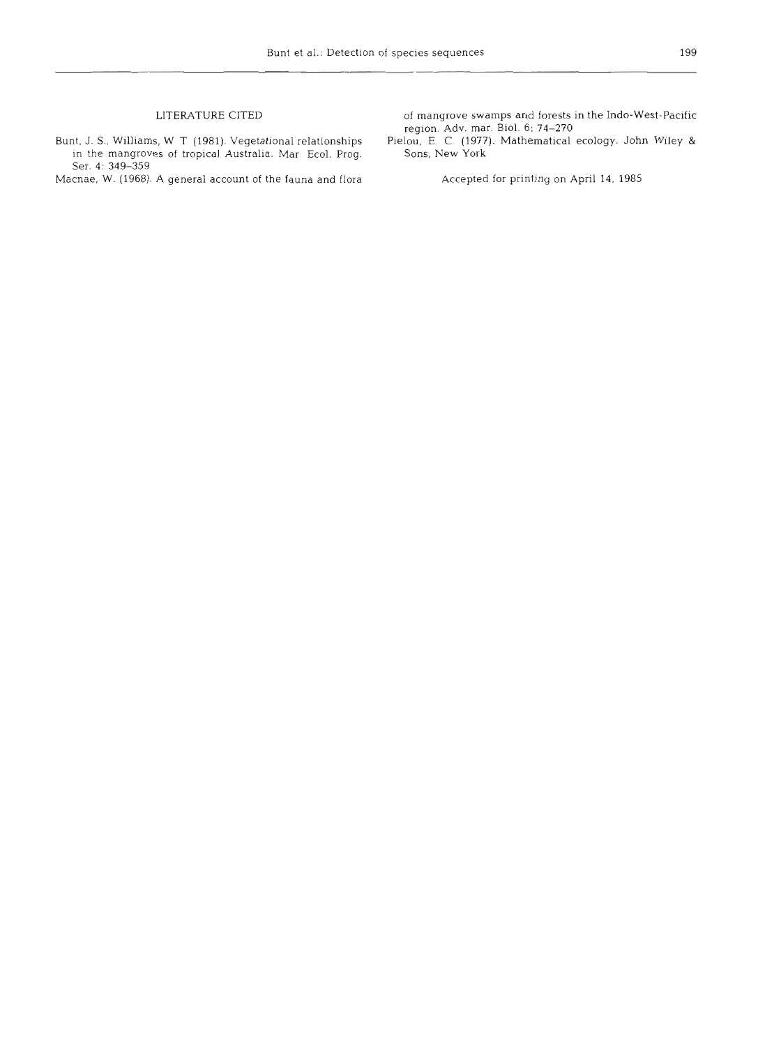## LITERATURE CITED

Bunt, J. S., Williams, W. T. (1981). Vegetational relationships in the mangroves of tropical Australia. Mar. Ecol. Prog. Ser. 4: 349–359

Macnae, W. (1968). A general account of the fauna and flora of mangrove swamps and forests in the Indo-West-Pacific region. Adv. mar. Biol. 6: 74–270

Pielou, E. C. (1977). Mathematical ecology. John Wiley & Sons, New York

Accepted for printing on April 14, 1985